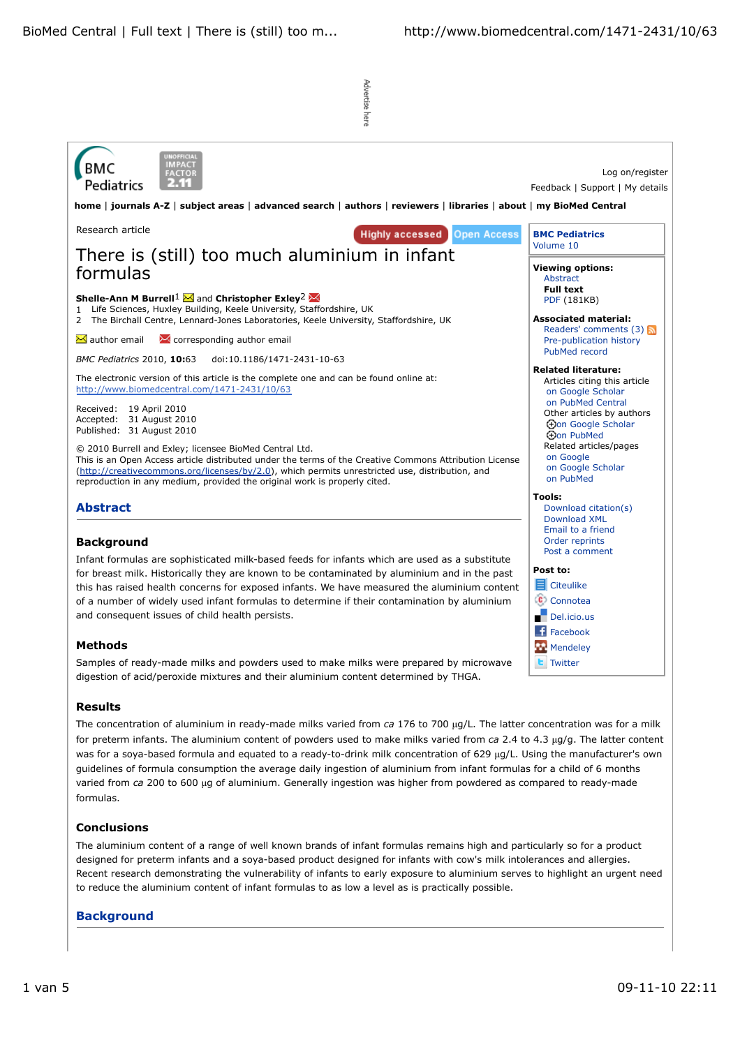Research article

# There is (still) too much aluminium in infant formulas

**Shelle-Ann M Burrell**[1] and **Christopher Exley**[2]

1 Life Sciences, Huxley Building, Keele University, Staffordshire, UK
2 The Birchall Centre, Lennard-Jones Laboratories, Keele University, Staffordshire, UK

author email corresponding author email

*BMC Pediatrics* 2010, **10**:63 doi:10.1186/1471-2431-10-63

The electronic version of this article is the complete one and can be found online at: http://www.biomedcentral.com/1471-2431/10/63

Received: 19 April 2010
Accepted: 31 August 2010
Published: 31 August 2010

© 2010 Burrell and Exley; licensee BioMed Central Ltd.
This is an Open Access article distributed under the terms of the Creative Commons Attribution License (http://creativecommons.org/licenses/by/2.0), which permits unrestricted use, distribution, and reproduction in any medium, provided the original work is properly cited.

## Abstract

### Background

Infant formulas are sophisticated milk-based feeds for infants which are used as a substitute for breast milk. Historically they are known to be contaminated by aluminium and in the past this has raised health concerns for exposed infants. We have measured the aluminium content of a number of widely used infant formulas to determine if their contamination by aluminium and consequent issues of child health persists.

### Methods

Samples of ready-made milks and powders used to make milks were prepared by microwave digestion of acid/peroxide mixtures and their aluminium content determined by THGA.

### Results

The concentration of aluminium in ready-made milks varied from *ca* 176 to 700 μg/L. The latter concentration was for a milk for preterm infants. The aluminium content of powders used to make milks varied from *ca* 2.4 to 4.3 μg/g. The latter content was for a soya-based formula and equated to a ready-to-drink milk concentration of 629 μg/L. Using the manufacturer's own guidelines of formula consumption the average daily ingestion of aluminium from infant formulas for a child of 6 months varied from *ca* 200 to 600 μg of aluminium. Generally ingestion was higher from powdered as compared to ready-made formulas.

### Conclusions

The aluminium content of a range of well known brands of infant formulas remains high and particularly so for a product designed for preterm infants and a soya-based product designed for infants with cow's milk intolerances and allergies. Recent research demonstrating the vulnerability of infants to early exposure to aluminium serves to highlight an urgent need to reduce the aluminium content of infant formulas to as low a level as is practically possible.

## Background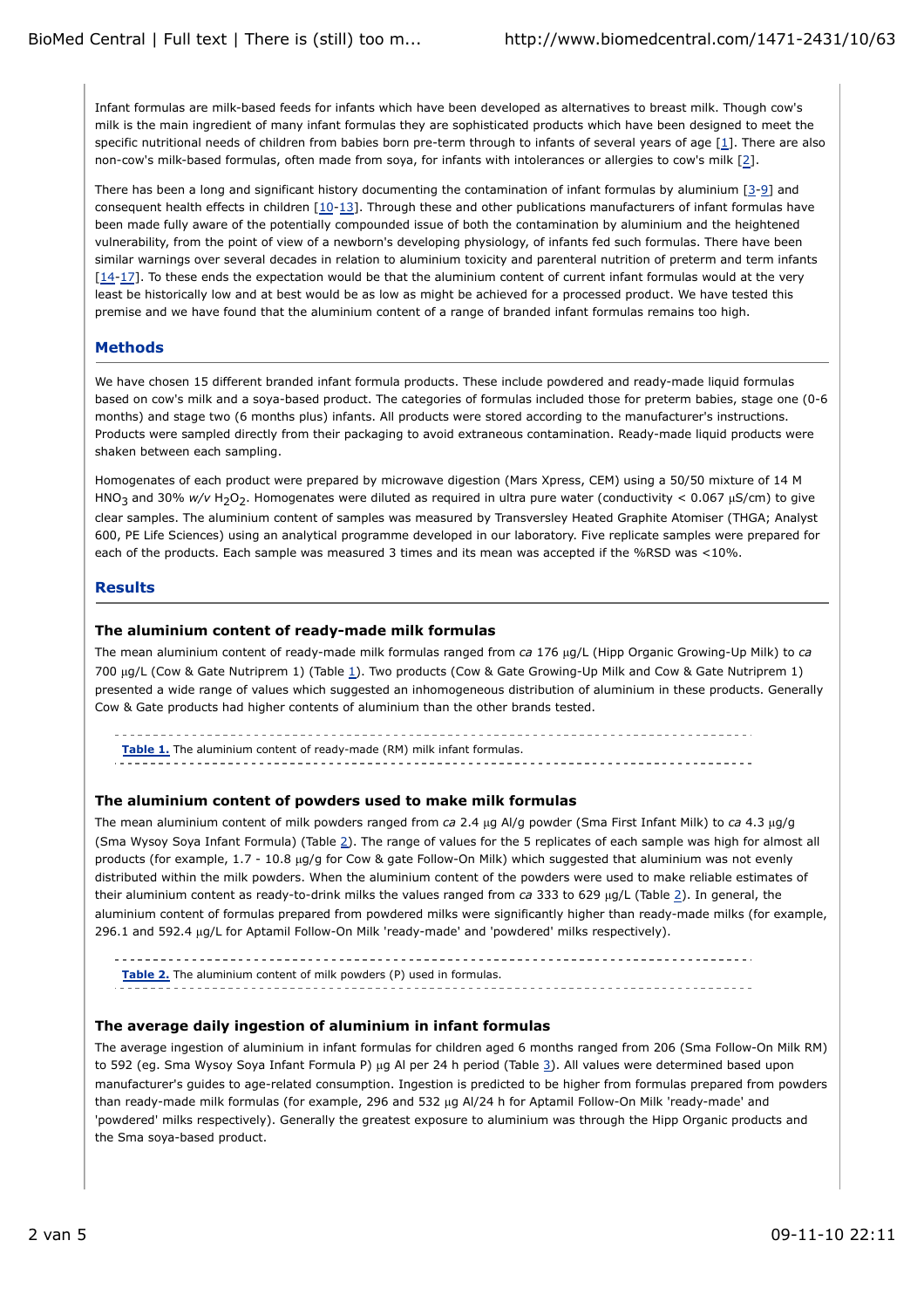Infant formulas are milk-based feeds for infants which have been developed as alternatives to breast milk. Though cow's milk is the main ingredient of many infant formulas they are sophisticated products which have been designed to meet the specific nutritional needs of children from babies born pre-term through to infants of several years of age [1]. There are also non-cow's milk-based formulas, often made from soya, for infants with intolerances or allergies to cow's milk [2].

There has been a long and significant history documenting the contamination of infant formulas by aluminium [3-9] and consequent health effects in children [10-13]. Through these and other publications manufacturers of infant formulas have been made fully aware of the potentially compounded issue of both the contamination by aluminium and the heightened vulnerability, from the point of view of a newborn's developing physiology, of infants fed such formulas. There have been similar warnings over several decades in relation to aluminium toxicity and parenteral nutrition of preterm and term infants [14-17]. To these ends the expectation would be that the aluminium content of current infant formulas would at the very least be historically low and at best would be as low as might be achieved for a processed product. We have tested this premise and we have found that the aluminium content of a range of branded infant formulas remains too high.

## Methods

We have chosen 15 different branded infant formula products. These include powdered and ready-made liquid formulas based on cow's milk and a soya-based product. The categories of formulas included those for preterm babies, stage one (0-6 months) and stage two (6 months plus) infants. All products were stored according to the manufacturer's instructions. Products were sampled directly from their packaging to avoid extraneous contamination. Ready-made liquid products were shaken between each sampling.

Homogenates of each product were prepared by microwave digestion (Mars Xpress, CEM) using a 50/50 mixture of 14 M $HNO_3$ and 30% *w/v* $H_2O_2$. Homogenates were diluted as required in ultra pure water (conductivity < 0.067 μS/cm) to give clear samples. The aluminium content of samples was measured by Transversley Heated Graphite Atomiser (THGA; Analyst 600, PE Life Sciences) using an analytical programme developed in our laboratory. Five replicate samples were prepared for each of the products. Each sample was measured 3 times and its mean was accepted if the %RSD was <10%.

## Results

### The aluminium content of ready-made milk formulas

The mean aluminium content of ready-made milk formulas ranged from *ca* 176 μg/L (Hipp Organic Growing-Up Milk) to *ca* 700 μg/L (Cow & Gate Nutriprem 1) (Table 1). Two products (Cow & Gate Growing-Up Milk and Cow & Gate Nutriprem 1) presented a wide range of values which suggested an inhomogeneous distribution of aluminium in these products. Generally Cow & Gate products had higher contents of aluminium than the other brands tested.

**Table 1.** The aluminium content of ready-made (RM) milk infant formulas.

### The aluminium content of powders used to make milk formulas

The mean aluminium content of milk powders ranged from *ca* 2.4 μg Al/g powder (Sma First Infant Milk) to *ca* 4.3 μg/g (Sma Wysoy Soya Infant Formula) (Table 2). The range of values for the 5 replicates of each sample was high for almost all products (for example, 1.7 - 10.8 μg/g for Cow & gate Follow-On Milk) which suggested that aluminium was not evenly distributed within the milk powders. When the aluminium content of the powders were used to make reliable estimates of their aluminium content as ready-to-drink milks the values ranged from *ca* 333 to 629 μg/L (Table 2). In general, the aluminium content of formulas prepared from powdered milks were significantly higher than ready-made milks (for example, 296.1 and 592.4 μg/L for Aptamil Follow-On Milk 'ready-made' and 'powdered' milks respectively).

**Table 2.** The aluminium content of milk powders (P) used in formulas.

### The average daily ingestion of aluminium in infant formulas

The average ingestion of aluminium in infant formulas for children aged 6 months ranged from 206 (Sma Follow-On Milk RM) to 592 (eg. Sma Wysoy Soya Infant Formula P) μg Al per 24 h period (Table 3). All values were determined based upon manufacturer's guides to age-related consumption. Ingestion is predicted to be higher from formulas prepared from powders than ready-made milk formulas (for example, 296 and 532 μg Al/24 h for Aptamil Follow-On Milk 'ready-made' and 'powdered' milks respectively). Generally the greatest exposure to aluminium was through the Hipp Organic products and the Sma soya-based product.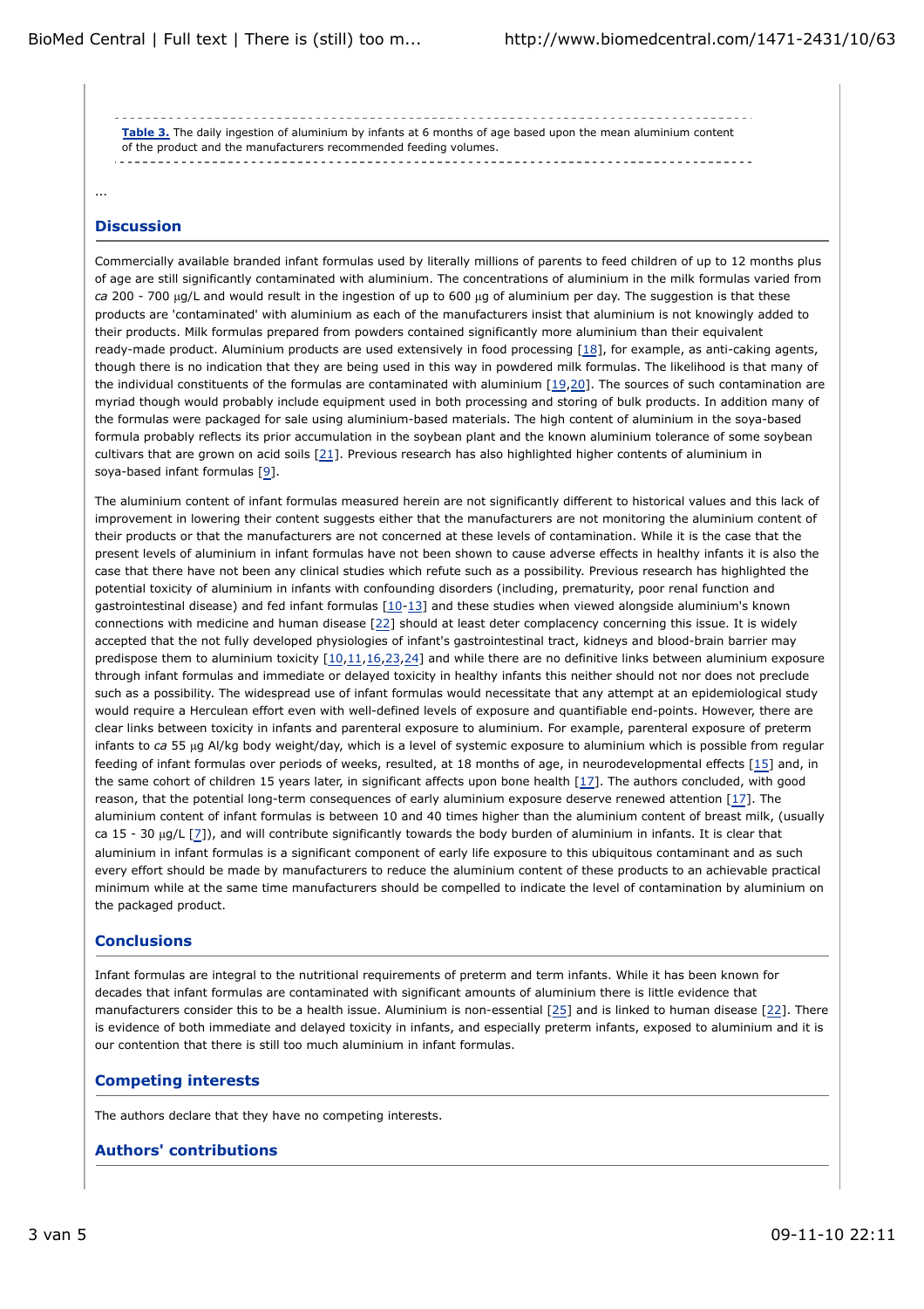**Table 3.** The daily ingestion of aluminium by infants at 6 months of age based upon the mean aluminium content of the product and the manufacturers recommended feeding volumes.

...

## Discussion

Commercially available branded infant formulas used by literally millions of parents to feed children of up to 12 months plus of age are still significantly contaminated with aluminium. The concentrations of aluminium in the milk formulas varied from *ca* 200 - 700 μg/L and would result in the ingestion of up to 600 μg of aluminium per day. The suggestion is that these products are 'contaminated' with aluminium as each of the manufacturers insist that aluminium is not knowingly added to their products. Milk formulas prepared from powders contained significantly more aluminium than their equivalent ready-made product. Aluminium products are used extensively in food processing [18], for example, as anti-caking agents, though there is no indication that they are being used in this way in powdered milk formulas. The likelihood is that many of the individual constituents of the formulas are contaminated with aluminium [19,20]. The sources of such contamination are myriad though would probably include equipment used in both processing and storing of bulk products. In addition many of the formulas were packaged for sale using aluminium-based materials. The high content of aluminium in the soya-based formula probably reflects its prior accumulation in the soybean plant and the known aluminium tolerance of some soybean cultivars that are grown on acid soils [21]. Previous research has also highlighted higher contents of aluminium in soya-based infant formulas [9].

The aluminium content of infant formulas measured herein are not significantly different to historical values and this lack of improvement in lowering their content suggests either that the manufacturers are not monitoring the aluminium content of their products or that the manufacturers are not concerned at these levels of contamination. While it is the case that the present levels of aluminium in infant formulas have not been shown to cause adverse effects in healthy infants it is also the case that there have not been any clinical studies which refute such as a possibility. Previous research has highlighted the potential toxicity of aluminium in infants with confounding disorders (including, prematurity, poor renal function and gastrointestinal disease) and fed infant formulas [10-13] and these studies when viewed alongside aluminium's known connections with medicine and human disease [22] should at least deter complacency concerning this issue. It is widely accepted that the not fully developed physiologies of infant's gastrointestinal tract, kidneys and blood-brain barrier may predispose them to aluminium toxicity [10,11,16,23,24] and while there are no definitive links between aluminium exposure through infant formulas and immediate or delayed toxicity in healthy infants this neither should not nor does not preclude such as a possibility. The widespread use of infant formulas would necessitate that any attempt at an epidemiological study would require a Herculean effort even with well-defined levels of exposure and quantifiable end-points. However, there are clear links between toxicity in infants and parenteral exposure to aluminium. For example, parenteral exposure of preterm infants to *ca* 55 μg Al/kg body weight/day, which is a level of systemic exposure to aluminium which is possible from regular feeding of infant formulas over periods of weeks, resulted, at 18 months of age, in neurodevelopmental effects [15] and, in the same cohort of children 15 years later, in significant affects upon bone health [17]. The authors concluded, with good reason, that the potential long-term consequences of early aluminium exposure deserve renewed attention [17]. The aluminium content of infant formulas is between 10 and 40 times higher than the aluminium content of breast milk, (usually ca 15 - 30 μg/L [7]), and will contribute significantly towards the body burden of aluminium in infants. It is clear that aluminium in infant formulas is a significant component of early life exposure to this ubiquitous contaminant and as such every effort should be made by manufacturers to reduce the aluminium content of these products to an achievable practical minimum while at the same time manufacturers should be compelled to indicate the level of contamination by aluminium on the packaged product.

## Conclusions

Infant formulas are integral to the nutritional requirements of preterm and term infants. While it has been known for decades that infant formulas are contaminated with significant amounts of aluminium there is little evidence that manufacturers consider this to be a health issue. Aluminium is non-essential [25] and is linked to human disease [22]. There is evidence of both immediate and delayed toxicity in infants, and especially preterm infants, exposed to aluminium and it is our contention that there is still too much aluminium in infant formulas.

## Competing interests

The authors declare that they have no competing interests.

## Authors' contributions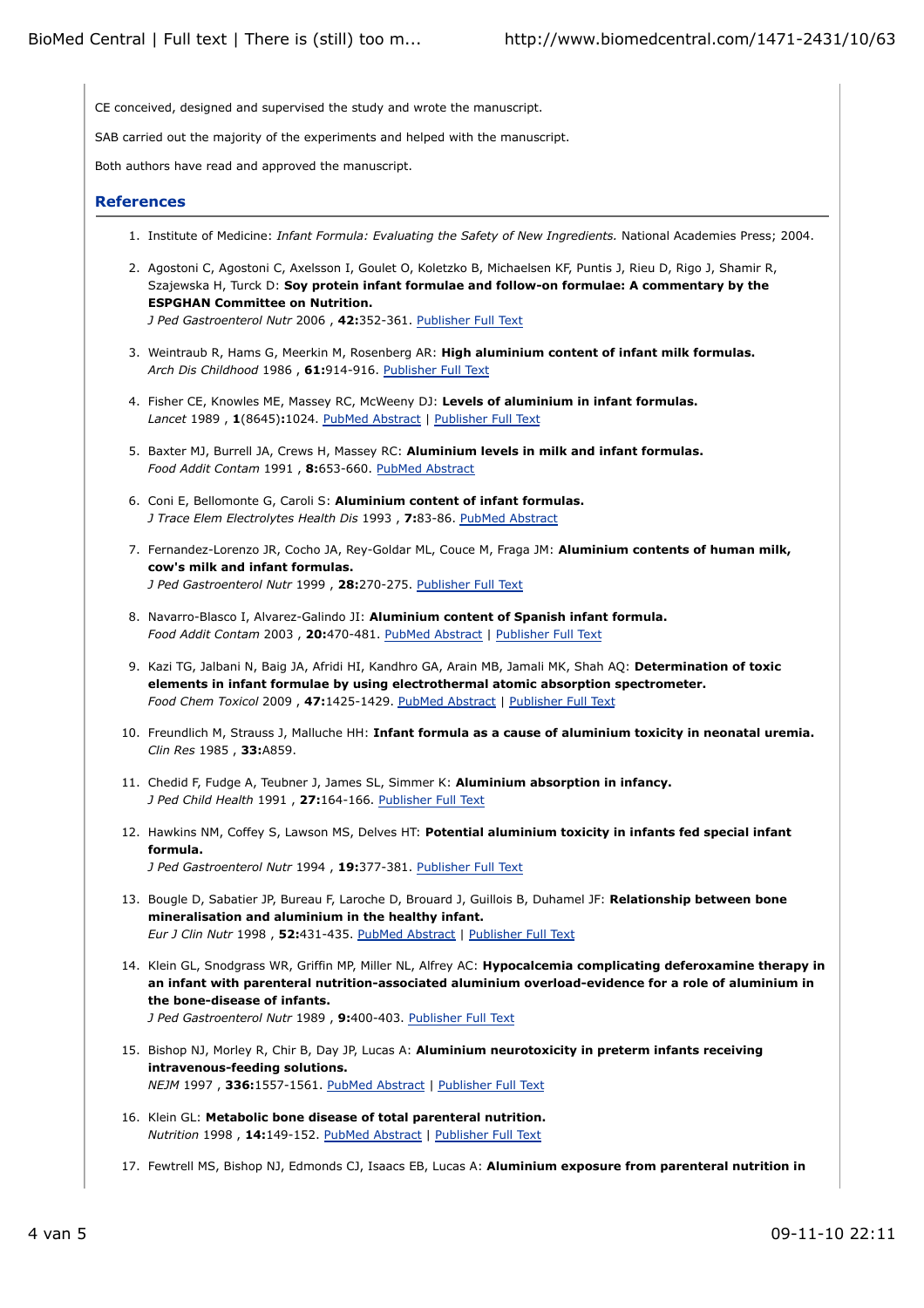CE conceived, designed and supervised the study and wrote the manuscript.

SAB carried out the majority of the experiments and helped with the manuscript.

Both authors have read and approved the manuscript.

## References

1. Institute of Medicine: *Infant Formula: Evaluating the Safety of New Ingredients.* National Academies Press; 2004.

2. Agostoni C, Agostoni C, Axelsson I, Goulet O, Koletzko B, Michaelsen KF, Puntis J, Rieu D, Rigo J, Shamir R, Szajewska H, Turck D: **Soy protein infant formulae and follow-on formulae: A commentary by the ESPGHAN Committee on Nutrition.**
*J Ped Gastroenterol Nutr* 2006 , **42:**352-361. Publisher Full Text

3. Weintraub R, Hams G, Meerkin M, Rosenberg AR: **High aluminium content of infant milk formulas.**
*Arch Dis Childhood* 1986 , **61:**914-916. Publisher Full Text

4. Fisher CE, Knowles ME, Massey RC, McWeeny DJ: **Levels of aluminium in infant formulas.**
*Lancet* 1989 , **1**(8645)**:**1024. PubMed Abstract | Publisher Full Text

5. Baxter MJ, Burrell JA, Crews H, Massey RC: **Aluminium levels in milk and infant formulas.**
*Food Addit Contam* 1991 , **8:**653-660. PubMed Abstract

6. Coni E, Bellomonte G, Caroli S: **Aluminium content of infant formulas.**
*J Trace Elem Electrolytes Health Dis* 1993 , **7:**83-86. PubMed Abstract

7. Fernandez-Lorenzo JR, Cocho JA, Rey-Goldar ML, Couce M, Fraga JM: **Aluminium contents of human milk, cow's milk and infant formulas.**
*J Ped Gastroenterol Nutr* 1999 , **28:**270-275. Publisher Full Text

8. Navarro-Blasco I, Alvarez-Galindo JI: **Aluminium content of Spanish infant formula.**
*Food Addit Contam* 2003 , **20:**470-481. PubMed Abstract | Publisher Full Text

9. Kazi TG, Jalbani N, Baig JA, Afridi HI, Kandhro GA, Arain MB, Jamali MK, Shah AQ: **Determination of toxic elements in infant formulae by using electrothermal atomic absorption spectrometer.**
*Food Chem Toxicol* 2009 , **47:**1425-1429. PubMed Abstract | Publisher Full Text

10. Freundlich M, Strauss J, Malluche HH: **Infant formula as a cause of aluminium toxicity in neonatal uremia.**
*Clin Res* 1985 , **33:**A859.

11. Chedid F, Fudge A, Teubner J, James SL, Simmer K: **Aluminium absorption in infancy.**
*J Ped Child Health* 1991 , **27:**164-166. Publisher Full Text

12. Hawkins NM, Coffey S, Lawson MS, Delves HT: **Potential aluminium toxicity in infants fed special infant formula.**
*J Ped Gastroenterol Nutr* 1994 , **19:**377-381. Publisher Full Text

13. Bougle D, Sabatier JP, Bureau F, Laroche D, Brouard J, Guillois B, Duhamel JF: **Relationship between bone mineralisation and aluminium in the healthy infant.**
*Eur J Clin Nutr* 1998 , **52:**431-435. PubMed Abstract | Publisher Full Text

14. Klein GL, Snodgrass WR, Griffin MP, Miller NL, Alfrey AC: **Hypocalcemia complicating deferoxamine therapy in an infant with parenteral nutrition-associated aluminium overload-evidence for a role of aluminium in the bone-disease of infants.**
*J Ped Gastroenterol Nutr* 1989 , **9:**400-403. Publisher Full Text

15. Bishop NJ, Morley R, Chir B, Day JP, Lucas A: **Aluminium neurotoxicity in preterm infants receiving intravenous-feeding solutions.**
*NEJM* 1997 , **336:**1557-1561. PubMed Abstract | Publisher Full Text

16. Klein GL: **Metabolic bone disease of total parenteral nutrition.**
*Nutrition* 1998 , **14:**149-152. PubMed Abstract | Publisher Full Text

17. Fewtrell MS, Bishop NJ, Edmonds CJ, Isaacs EB, Lucas A: **Aluminium exposure from parenteral nutrition in**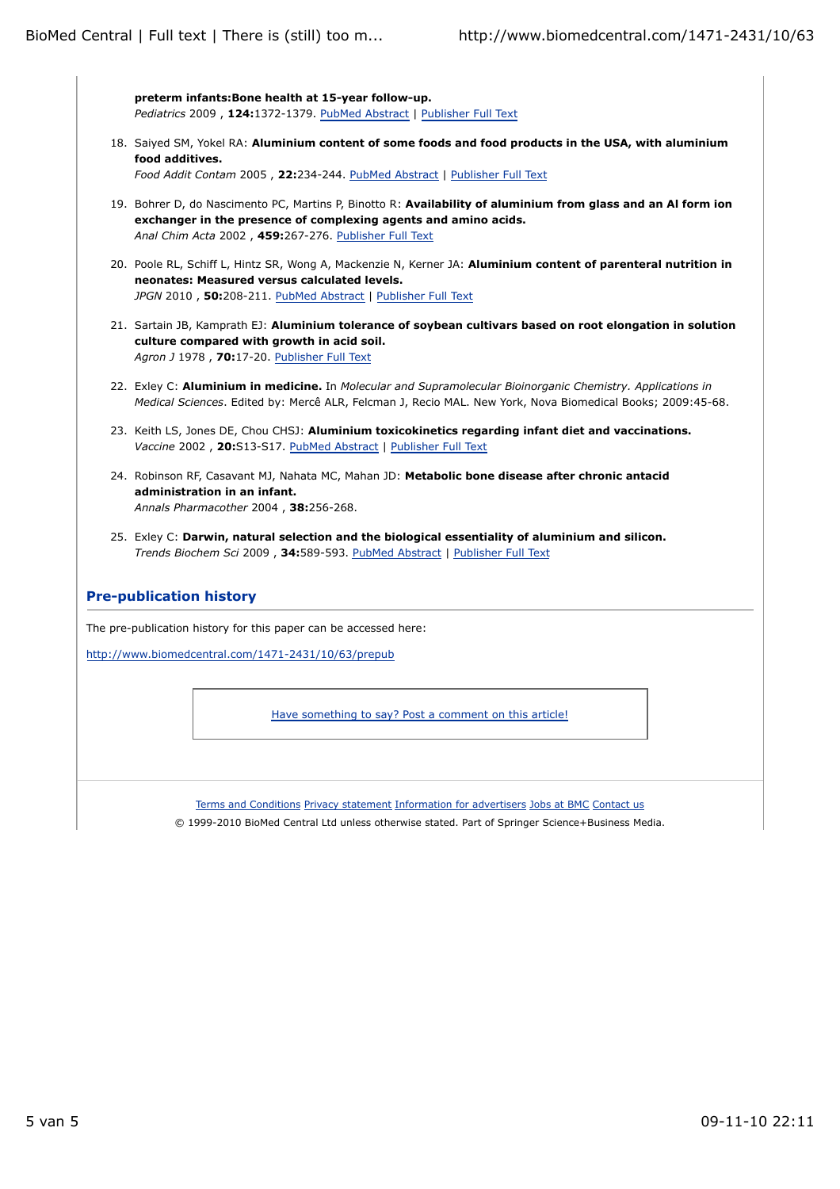**preterm infants:Bone health at 15-year follow-up.**
*Pediatrics* 2009 , **124:**1372-1379. PubMed Abstract | Publisher Full Text

18. Saiyed SM, Yokel RA: **Aluminium content of some foods and food products in the USA, with aluminium food additives.**
*Food Addit Contam* 2005 , **22:**234-244. PubMed Abstract | Publisher Full Text

19. Bohrer D, do Nascimento PC, Martins P, Binotto R: **Availability of aluminium from glass and an Al form ion exchanger in the presence of complexing agents and amino acids.**
*Anal Chim Acta* 2002 , **459:**267-276. Publisher Full Text

20. Poole RL, Schiff L, Hintz SR, Wong A, Mackenzie N, Kerner JA: **Aluminium content of parenteral nutrition in neonates: Measured versus calculated levels.**
*JPGN* 2010 , **50:**208-211. PubMed Abstract | Publisher Full Text

21. Sartain JB, Kamprath EJ: **Aluminium tolerance of soybean cultivars based on root elongation in solution culture compared with growth in acid soil.**
*Agron J* 1978 , **70:**17-20. Publisher Full Text

22. Exley C: **Aluminium in medicine.** In *Molecular and Supramolecular Bioinorganic Chemistry. Applications in Medical Sciences*. Edited by: Mercê ALR, Felcman J, Recio MAL. New York, Nova Biomedical Books; 2009:45-68.

23. Keith LS, Jones DE, Chou CHSJ: **Aluminium toxicokinetics regarding infant diet and vaccinations.**
*Vaccine* 2002 , **20:**S13-S17. PubMed Abstract | Publisher Full Text

24. Robinson RF, Casavant MJ, Nahata MC, Mahan JD: **Metabolic bone disease after chronic antacid administration in an infant.**
*Annals Pharmacother* 2004 , **38:**256-268.

25. Exley C: **Darwin, natural selection and the biological essentiality of aluminium and silicon.**
*Trends Biochem Sci* 2009 , **34:**589-593. PubMed Abstract | Publisher Full Text

## Pre-publication history

The pre-publication history for this paper can be accessed here:

http://www.biomedcentral.com/1471-2431/10/63/prepub

Have something to say? Post a comment on this article!

Terms and Conditions Privacy statement Information for advertisers Jobs at BMC Contact us

© 1999-2010 BioMed Central Ltd unless otherwise stated. Part of Springer Science+Business Media.